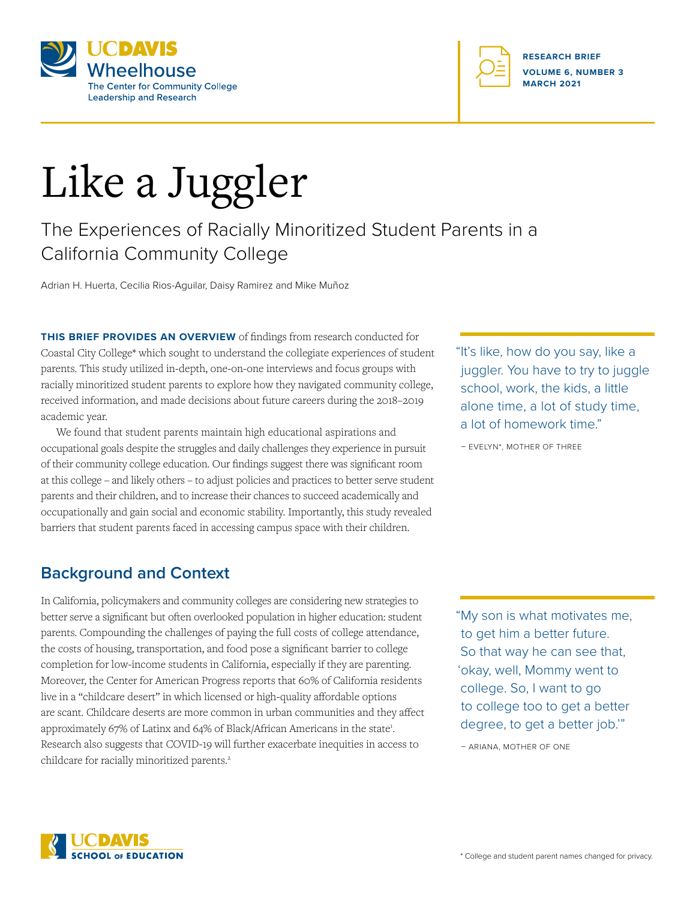UC DAVIS Wheelhouse
The Center for Community College Leadership and Research

**RESEARCH BRIEF**
**VOLUME 6, NUMBER 3**
**MARCH 2021**

# Like a Juggler

## The Experiences of Racially Minoritized Student Parents in a California Community College

Adrian H. Huerta, Cecilia Rios-Aguilar, Daisy Ramirez and Mike Muñoz

**THIS BRIEF PROVIDES AN OVERVIEW** of findings from research conducted for Coastal City College* which sought to understand the collegiate experiences of student parents. This study utilized in-depth, one-on-one interviews and focus groups with racially minoritized student parents to explore how they navigated community college, received information, and made decisions about future careers during the 2018–2019 academic year.

We found that student parents maintain high educational aspirations and occupational goals despite the struggles and daily challenges they experience in pursuit of their community college education. Our findings suggest there was significant room at this college – and likely others – to adjust policies and practices to better serve student parents and their children, and to increase their chances to succeed academically and occupationally and gain social and economic stability. Importantly, this study revealed barriers that student parents faced in accessing campus space with their children.

> "It's like, how do you say, like a juggler. You have to try to juggle school, work, the kids, a little alone time, a lot of study time, a lot of homework time."
>
> – EVELYN*, MOTHER OF THREE

## Background and Context

In California, policymakers and community colleges are considering new strategies to better serve a significant but often overlooked population in higher education: student parents. Compounding the challenges of paying the full costs of college attendance, the costs of housing, transportation, and food pose a significant barrier to college completion for low-income students in California, especially if they are parenting. Moreover, the Center for American Progress reports that 60% of California residents live in a "childcare desert" in which licensed or high-quality affordable options are scant. Childcare deserts are more common in urban communities and they affect approximately 67% of Latinx and 64% of Black/African Americans in the state[1]. Research also suggests that COVID-19 will further exacerbate inequities in access to childcare for racially minoritized parents.[2]

> "My son is what motivates me, to get him a better future. So that way he can see that, 'okay, well, Mommy went to college. So, I want to go to college too to get a better degree, to get a better job.'"
>
> – ARIANA, MOTHER OF ONE

UC DAVIS SCHOOL OF EDUCATION

* College and student parent names changed for privacy.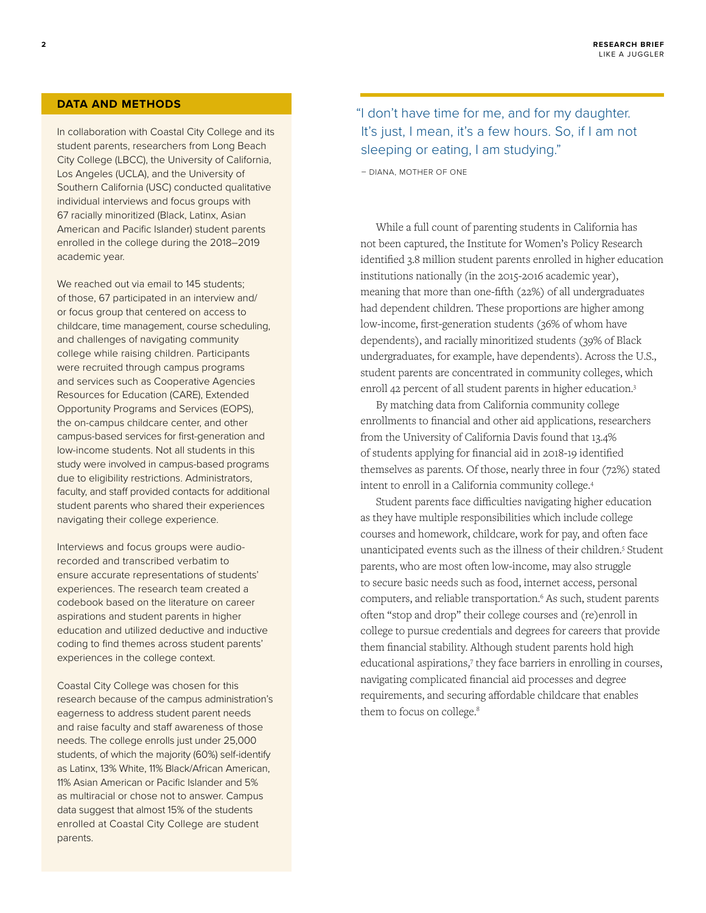## DATA AND METHODS

In collaboration with Coastal City College and its student parents, researchers from Long Beach City College (LBCC), the University of California, Los Angeles (UCLA), and the University of Southern California (USC) conducted qualitative individual interviews and focus groups with 67 racially minoritized (Black, Latinx, Asian American and Pacific Islander) student parents enrolled in the college during the 2018–2019 academic year.

We reached out via email to 145 students; of those, 67 participated in an interview and/or focus group that centered on access to childcare, time management, course scheduling, and challenges of navigating community college while raising children. Participants were recruited through campus programs and services such as Cooperative Agencies Resources for Education (CARE), Extended Opportunity Programs and Services (EOPS), the on-campus childcare center, and other campus-based services for first-generation and low-income students. Not all students in this study were involved in campus-based programs due to eligibility restrictions. Administrators, faculty, and staff provided contacts for additional student parents who shared their experiences navigating their college experience.

Interviews and focus groups were audio-recorded and transcribed verbatim to ensure accurate representations of students' experiences. The research team created a codebook based on the literature on career aspirations and student parents in higher education and utilized deductive and inductive coding to find themes across student parents' experiences in the college context.

Coastal City College was chosen for this research because of the campus administration's eagerness to address student parent needs and raise faculty and staff awareness of those needs. The college enrolls just under 25,000 students, of which the majority (60%) self-identify as Latinx, 13% White, 11% Black/African American, 11% Asian American or Pacific Islander and 5% as multiracial or chose not to answer. Campus data suggest that almost 15% of the students enrolled at Coastal City College are student parents.

> "I don't have time for me, and for my daughter. It's just, I mean, it's a few hours. So, if I am not sleeping or eating, I am studying."
>
> – DIANA, MOTHER OF ONE

While a full count of parenting students in California has not been captured, the Institute for Women's Policy Research identified 3.8 million student parents enrolled in higher education institutions nationally (in the 2015-2016 academic year), meaning that more than one-fifth (22%) of all undergraduates had dependent children. These proportions are higher among low-income, first-generation students (36% of whom have dependents), and racially minoritized students (39% of Black undergraduates, for example, have dependents). Across the U.S., student parents are concentrated in community colleges, which enroll 42 percent of all student parents in higher education.[3]

By matching data from California community college enrollments to financial and other aid applications, researchers from the University of California Davis found that 13.4% of students applying for financial aid in 2018-19 identified themselves as parents. Of those, nearly three in four (72%) stated intent to enroll in a California community college.[4]

Student parents face difficulties navigating higher education as they have multiple responsibilities which include college courses and homework, childcare, work for pay, and often face unanticipated events such as the illness of their children.[5] Student parents, who are most often low-income, may also struggle to secure basic needs such as food, internet access, personal computers, and reliable transportation.[6] As such, student parents often "stop and drop" their college courses and (re)enroll in college to pursue credentials and degrees for careers that provide them financial stability. Although student parents hold high educational aspirations,[7] they face barriers in enrolling in courses, navigating complicated financial aid processes and degree requirements, and securing affordable childcare that enables them to focus on college.[8]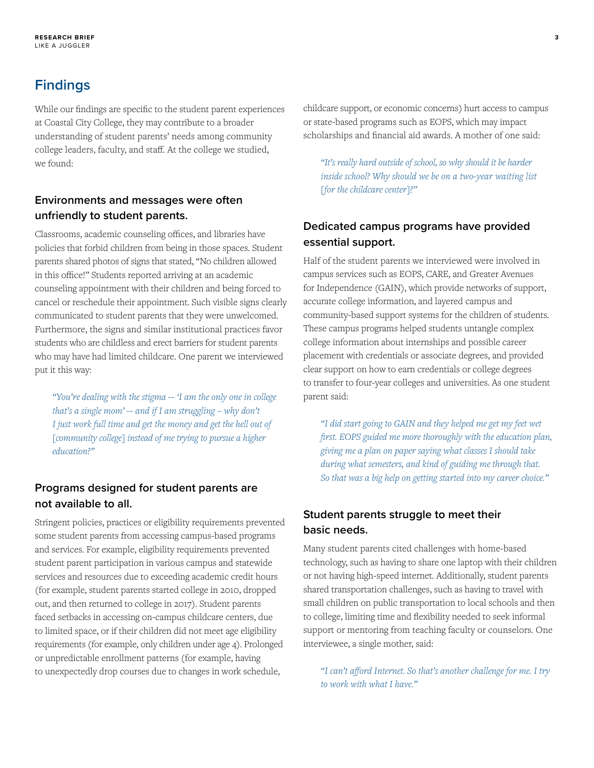## Findings

While our findings are specific to the student parent experiences at Coastal City College, they may contribute to a broader understanding of student parents' needs among community college leaders, faculty, and staff. At the college we studied, we found:

### Environments and messages were often unfriendly to student parents.

Classrooms, academic counseling offices, and libraries have policies that forbid children from being in those spaces. Student parents shared photos of signs that stated, "No children allowed in this office!" Students reported arriving at an academic counseling appointment with their children and being forced to cancel or reschedule their appointment. Such visible signs clearly communicated to student parents that they were unwelcomed. Furthermore, the signs and similar institutional practices favor students who are childless and erect barriers for student parents who may have had limited childcare. One parent we interviewed put it this way:

> *"You're dealing with the stigma -- 'I am the only one in college that's a single mom' -- and if I am struggling – why don't I just work full time and get the money and get the hell out of [community college] instead of me trying to pursue a higher education?"*

### Programs designed for student parents are not available to all.

Stringent policies, practices or eligibility requirements prevented some student parents from accessing campus-based programs and services. For example, eligibility requirements prevented student parent participation in various campus and statewide services and resources due to exceeding academic credit hours (for example, student parents started college in 2010, dropped out, and then returned to college in 2017). Student parents faced setbacks in accessing on-campus childcare centers, due to limited space, or if their children did not meet age eligibility requirements (for example, only children under age 4). Prolonged or unpredictable enrollment patterns (for example, having to unexpectedly drop courses due to changes in work schedule, childcare support, or economic concerns) hurt access to campus or state-based programs such as EOPS, which may impact scholarships and financial aid awards. A mother of one said:

> *"It's really hard outside of school, so why should it be harder inside school? Why should we be on a two-year waiting list [for the childcare center]?"*

### Dedicated campus programs have provided essential support.

Half of the student parents we interviewed were involved in campus services such as EOPS, CARE, and Greater Avenues for Independence (GAIN), which provide networks of support, accurate college information, and layered campus and community-based support systems for the children of students. These campus programs helped students untangle complex college information about internships and possible career placement with credentials or associate degrees, and provided clear support on how to earn credentials or college degrees to transfer to four-year colleges and universities. As one student parent said:

> *"I did start going to GAIN and they helped me get my feet wet first. EOPS guided me more thoroughly with the education plan, giving me a plan on paper saying what classes I should take during what semesters, and kind of guiding me through that. So that was a big help on getting started into my career choice."*

### Student parents struggle to meet their basic needs.

Many student parents cited challenges with home-based technology, such as having to share one laptop with their children or not having high-speed internet. Additionally, student parents shared transportation challenges, such as having to travel with small children on public transportation to local schools and then to college, limiting time and flexibility needed to seek informal support or mentoring from teaching faculty or counselors. One interviewee, a single mother, said:

> *"I can't afford Internet. So that's another challenge for me. I try to work with what I have."*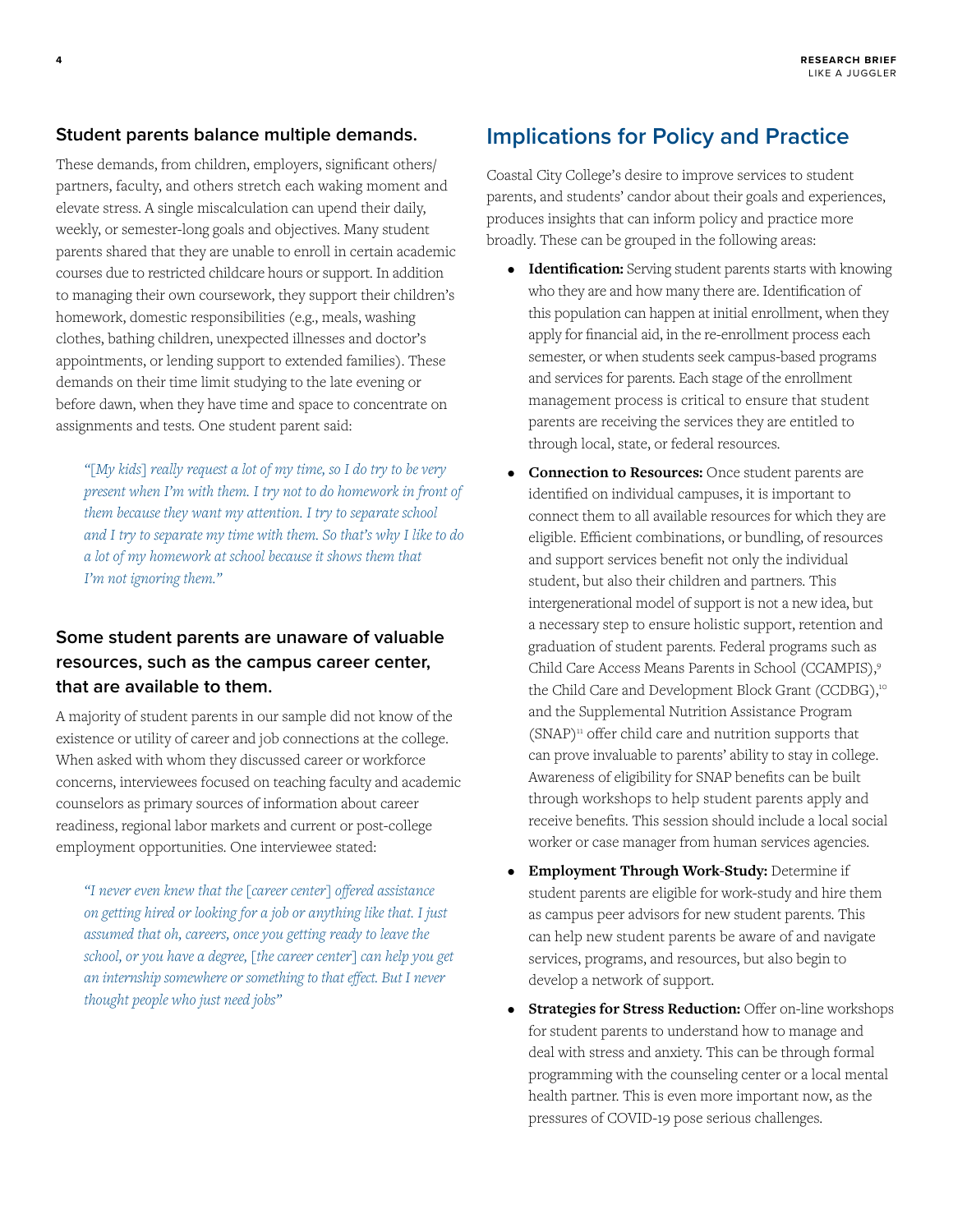### Student parents balance multiple demands.

These demands, from children, employers, significant others/partners, faculty, and others stretch each waking moment and elevate stress. A single miscalculation can upend their daily, weekly, or semester-long goals and objectives. Many student parents shared that they are unable to enroll in certain academic courses due to restricted childcare hours or support. In addition to managing their own coursework, they support their children's homework, domestic responsibilities (e.g., meals, washing clothes, bathing children, unexpected illnesses and doctor's appointments, or lending support to extended families). These demands on their time limit studying to the late evening or before dawn, when they have time and space to concentrate on assignments and tests. One student parent said:

> *"[My kids] really request a lot of my time, so I do try to be very present when I'm with them. I try not to do homework in front of them because they want my attention. I try to separate school and I try to separate my time with them. So that's why I like to do a lot of my homework at school because it shows them that I'm not ignoring them."*

### Some student parents are unaware of valuable resources, such as the campus career center, that are available to them.

A majority of student parents in our sample did not know of the existence or utility of career and job connections at the college. When asked with whom they discussed career or workforce concerns, interviewees focused on teaching faculty and academic counselors as primary sources of information about career readiness, regional labor markets and current or post-college employment opportunities. One interviewee stated:

> *"I never even knew that the [career center] offered assistance on getting hired or looking for a job or anything like that. I just assumed that oh, careers, once you getting ready to leave the school, or you have a degree, [the career center] can help you get an internship somewhere or something to that effect. But I never thought people who just need jobs"*

## Implications for Policy and Practice

Coastal City College's desire to improve services to student parents, and students' candor about their goals and experiences, produces insights that can inform policy and practice more broadly. These can be grouped in the following areas:

- **Identification:** Serving student parents starts with knowing who they are and how many there are. Identification of this population can happen at initial enrollment, when they apply for financial aid, in the re-enrollment process each semester, or when students seek campus-based programs and services for parents. Each stage of the enrollment management process is critical to ensure that student parents are receiving the services they are entitled to through local, state, or federal resources.
- **Connection to Resources:** Once student parents are identified on individual campuses, it is important to connect them to all available resources for which they are eligible. Efficient combinations, or bundling, of resources and support services benefit not only the individual student, but also their children and partners. This intergenerational model of support is not a new idea, but a necessary step to ensure holistic support, retention and graduation of student parents. Federal programs such as Child Care Access Means Parents in School (CCAMPIS),[9] the Child Care and Development Block Grant (CCDBG),[10] and the Supplemental Nutrition Assistance Program (SNAP)[11] offer child care and nutrition supports that can prove invaluable to parents' ability to stay in college. Awareness of eligibility for SNAP benefits can be built through workshops to help student parents apply and receive benefits. This session should include a local social worker or case manager from human services agencies.
- **Employment Through Work-Study:** Determine if student parents are eligible for work-study and hire them as campus peer advisors for new student parents. This can help new student parents be aware of and navigate services, programs, and resources, but also begin to develop a network of support.
- **Strategies for Stress Reduction:** Offer on-line workshops for student parents to understand how to manage and deal with stress and anxiety. This can be through formal programming with the counseling center or a local mental health partner. This is even more important now, as the pressures of COVID-19 pose serious challenges.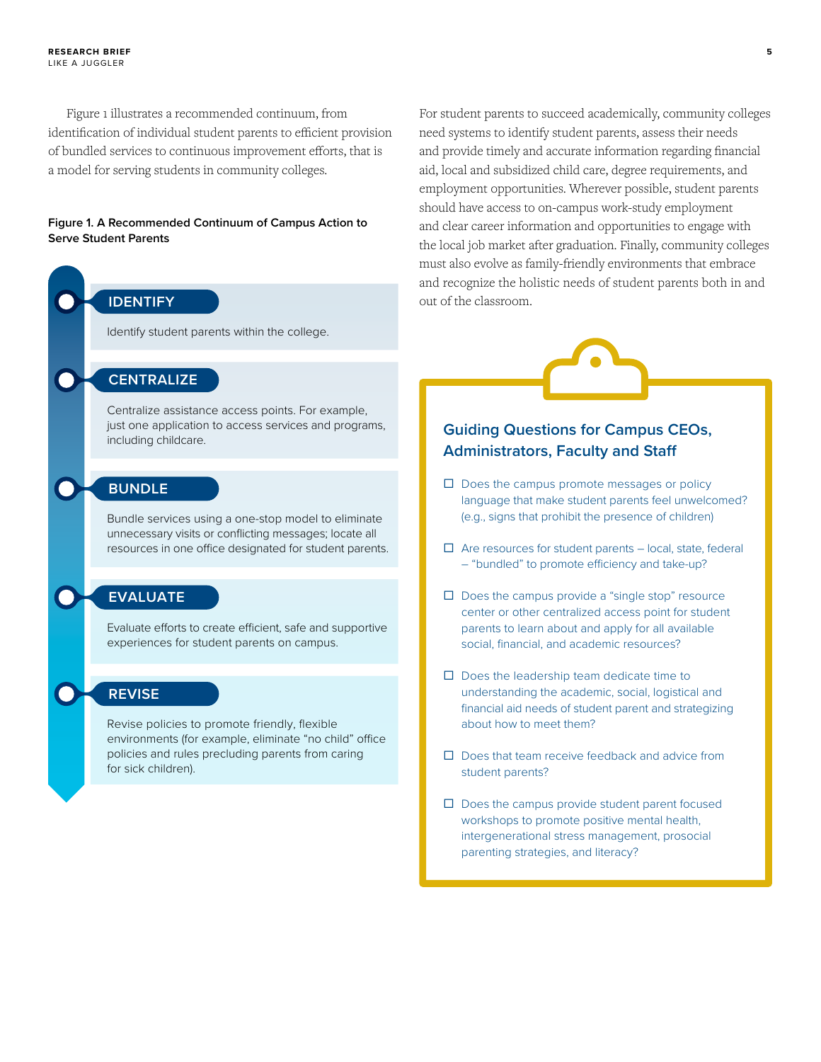Figure 1 illustrates a recommended continuum, from identification of individual student parents to efficient provision of bundled services to continuous improvement efforts, that is a model for serving students in community colleges.

**Figure 1. A Recommended Continuum of Campus Action to Serve Student Parents**

**IDENTIFY**

Identify student parents within the college.

**CENTRALIZE**

Centralize assistance access points. For example, just one application to access services and programs, including childcare.

**BUNDLE**

Bundle services using a one-stop model to eliminate unnecessary visits or conflicting messages; locate all resources in one office designated for student parents.

**EVALUATE**

Evaluate efforts to create efficient, safe and supportive experiences for student parents on campus.

**REVISE**

Revise policies to promote friendly, flexible environments (for example, eliminate "no child" office policies and rules precluding parents from caring for sick children).

For student parents to succeed academically, community colleges need systems to identify student parents, assess their needs and provide timely and accurate information regarding financial aid, local and subsidized child care, degree requirements, and employment opportunities. Wherever possible, student parents should have access to on-campus work-study employment and clear career information and opportunities to engage with the local job market after graduation. Finally, community colleges must also evolve as family-friendly environments that embrace and recognize the holistic needs of student parents both in and out of the classroom.

## Guiding Questions for Campus CEOs, Administrators, Faculty and Staff

- ☐ Does the campus promote messages or policy language that make student parents feel unwelcomed? (e.g., signs that prohibit the presence of children)
- ☐ Are resources for student parents – local, state, federal – "bundled" to promote efficiency and take-up?
- ☐ Does the campus provide a "single stop" resource center or other centralized access point for student parents to learn about and apply for all available social, financial, and academic resources?
- ☐ Does the leadership team dedicate time to understanding the academic, social, logistical and financial aid needs of student parent and strategizing about how to meet them?
- ☐ Does that team receive feedback and advice from student parents?
- ☐ Does the campus provide student parent focused workshops to promote positive mental health, intergenerational stress management, prosocial parenting strategies, and literacy?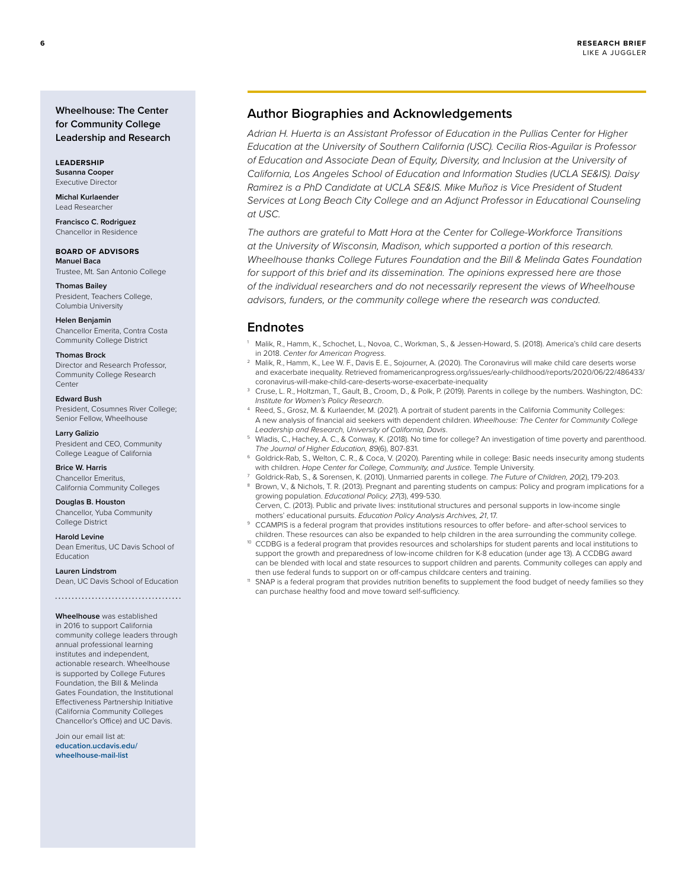## Wheelhouse: The Center for Community College Leadership and Research

**LEADERSHIP**

**Susanna Cooper**
Executive Director

**Michal Kurlaender**
Lead Researcher

**Francisco C. Rodriguez**
Chancellor in Residence

**BOARD OF ADVISORS**

**Manuel Baca**
Trustee, Mt. San Antonio College

**Thomas Bailey**
President, Teachers College, Columbia University

**Helen Benjamin**
Chancellor Emerita, Contra Costa Community College District

**Thomas Brock**
Director and Research Professor, Community College Research Center

**Edward Bush**
President, Cosumnes River College; Senior Fellow, Wheelhouse

**Larry Galizio**
President and CEO, Community College League of California

**Brice W. Harris**
Chancellor Emeritus, California Community Colleges

**Douglas B. Houston**
Chancellor, Yuba Community College District

**Harold Levine**
Dean Emeritus, UC Davis School of Education

**Lauren Lindstrom**
Dean, UC Davis School of Education

**Wheelhouse** was established in 2016 to support California community college leaders through annual professional learning institutes and independent, actionable research. Wheelhouse is supported by College Futures Foundation, the Bill & Melinda Gates Foundation, the Institutional Effectiveness Partnership Initiative (California Community Colleges Chancellor's Office) and UC Davis.

Join our email list at:
**education.ucdavis.edu/wheelhouse-mail-list**

## Author Biographies and Acknowledgements

*Adrian H. Huerta is an Assistant Professor of Education in the Pullias Center for Higher Education at the University of Southern California (USC). Cecilia Rios-Aguilar is Professor of Education and Associate Dean of Equity, Diversity, and Inclusion at the University of California, Los Angeles School of Education and Information Studies (UCLA SE&IS). Daisy Ramirez is a PhD Candidate at UCLA SE&IS. Mike Muñoz is Vice President of Student Services at Long Beach City College and an Adjunct Professor in Educational Counseling at USC.*

*The authors are grateful to Matt Hora at the Center for College-Workforce Transitions at the University of Wisconsin, Madison, which supported a portion of this research. Wheelhouse thanks College Futures Foundation and the Bill & Melinda Gates Foundation for support of this brief and its dissemination. The opinions expressed here are those of the individual researchers and do not necessarily represent the views of Wheelhouse advisors, funders, or the community college where the research was conducted.*

## Endnotes

[1] Malik, R., Hamm, K., Schochet, L., Novoa, C., Workman, S., & Jessen-Howard, S. (2018). America's child care deserts in 2018. *Center for American Progress*.

[2] Malik, R., Hamm, K., Lee W. F., Davis E. E., Sojourner, A. (2020). The Coronavirus will make child care deserts worse and exacerbate inequality. Retrieved fromamericanprogress.org/issues/early-childhood/reports/2020/06/22/486433/coronavirus-will-make-child-care-deserts-worse-exacerbate-inequality

[3] Cruse, L. R., Holtzman, T., Gault, B., Croom, D., & Polk, P. (2019). Parents in college by the numbers. Washington, DC: *Institute for Women's Policy Research*.

[4] Reed, S., Grosz, M. & Kurlaender, M. (2021). A portrait of student parents in the California Community Colleges: A new analysis of financial aid seekers with dependent children. *Wheelhouse: The Center for Community College Leadership and Research, University of California, Davis*.

[5] Wladis, C., Hachey, A. C., & Conway, K. (2018). No time for college? An investigation of time poverty and parenthood. *The Journal of Higher Education, 89*(6), 807-831.

[6] Goldrick-Rab, S., Welton, C. R., & Coca, V. (2020). Parenting while in college: Basic needs insecurity among students with children. *Hope Center for College, Community, and Justice*. Temple University.

[7] Goldrick-Rab, S., & Sorensen, K. (2010). Unmarried parents in college. *The Future of Children, 20*(2), 179-203.

[8] Brown, V., & Nichols, T. R. (2013). Pregnant and parenting students on campus: Policy and program implications for a growing population. *Educational Policy, 27*(3), 499-530.
Cerven, C. (2013). Public and private lives: institutional structures and personal supports in low-income single mothers' educational pursuits. *Education Policy Analysis Archives, 21*, 17.

[9] CCAMPIS is a federal program that provides institutions resources to offer before- and after-school services to children. These resources can also be expanded to help children in the area surrounding the community college.

[10] CCDBG is a federal program that provides resources and scholarships for student parents and local institutions to support the growth and preparedness of low-income children for K-8 education (under age 13). A CCDBG award can be blended with local and state resources to support children and parents. Community colleges can apply and then use federal funds to support on or off-campus childcare centers and training.

[11] SNAP is a federal program that provides nutrition benefits to supplement the food budget of needy families so they can purchase healthy food and move toward self-sufficiency.